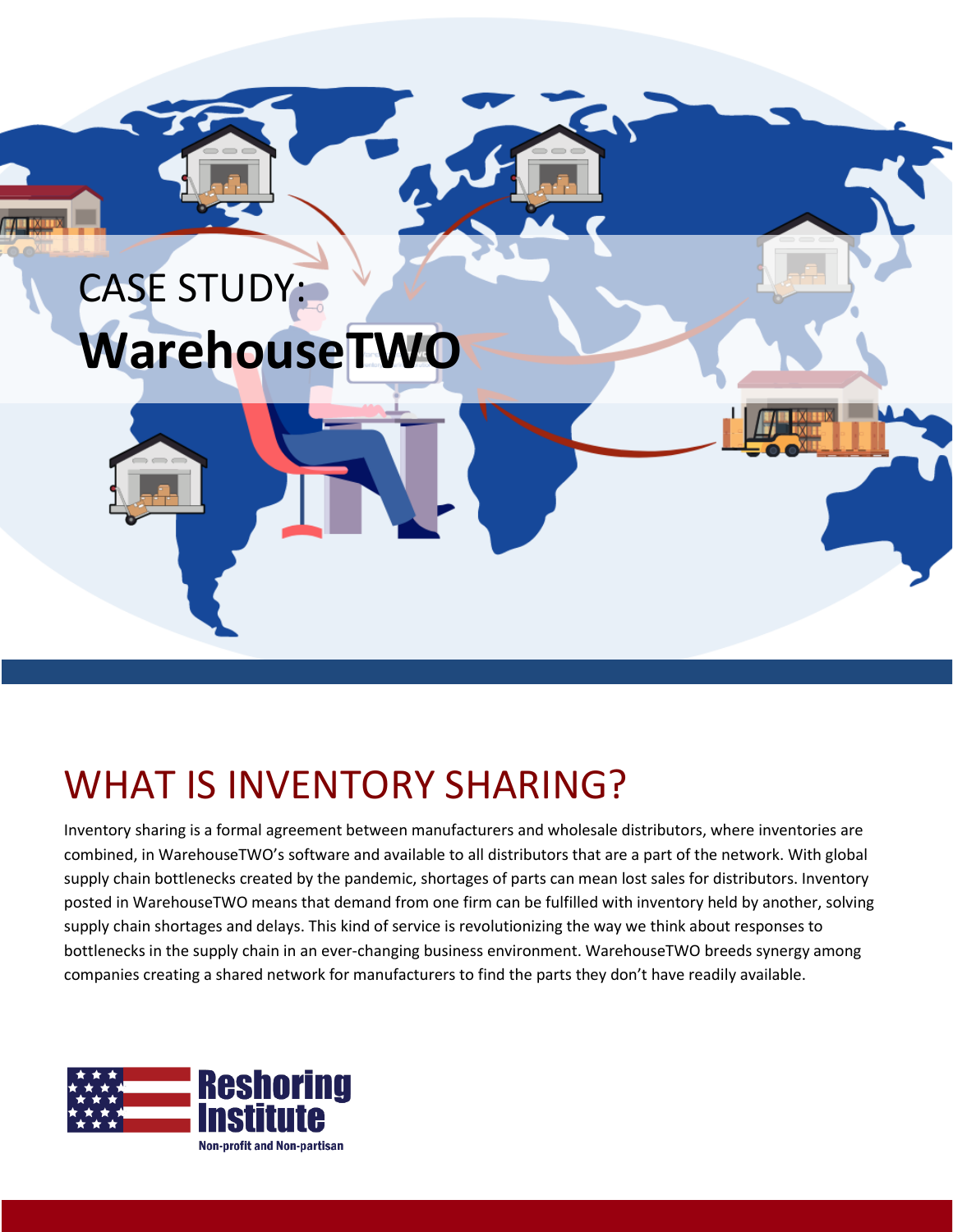CASE STUDY:

# WarehouseTWO

## WHAT IS INVENTORY SHARING?

Inventory sharing is a formal agreement between manufacturers and wholesale distributors, where inventories are combined, in WarehouseTWO's software and available to all distributors that are a part of the network. With global supply chain bottlenecks created by the pandemic, shortages of parts can mean lost sales for distributors. Inventory posted in WarehouseTWO means that demand from one firm can be fulfilled with inventory held by another, solving supply chain shortages and delays. This kind of service is revolutionizing the way we think about responses to bottlenecks in the supply chain in an ever-changing business environment. WarehouseTWO breeds synergy among companies creating a shared network for manufacturers to find the parts they don't have readily available.

Reshoring Institute

Non-profit and Non-partisan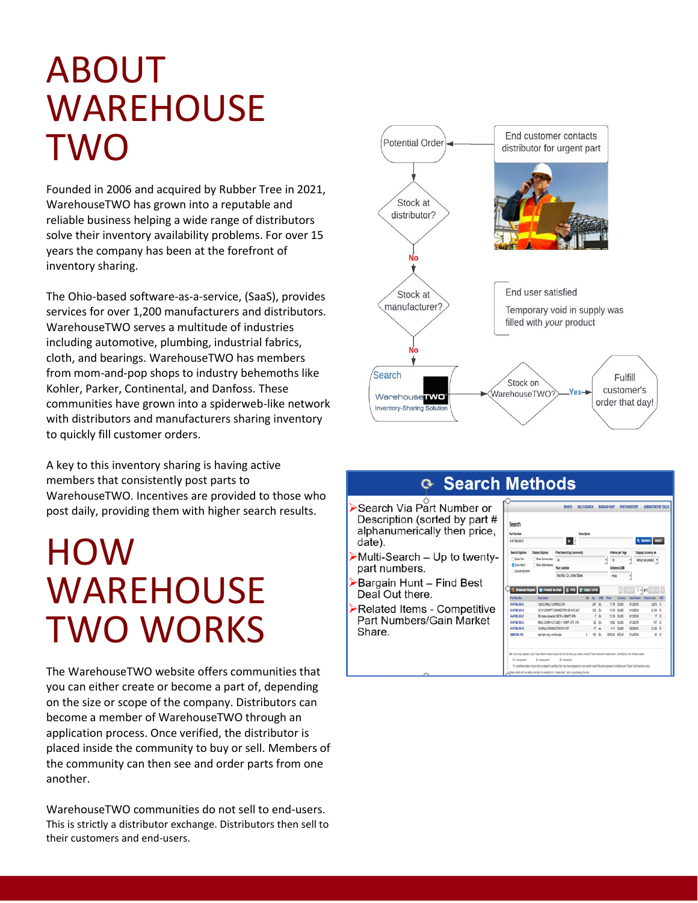# ABOUT WAREHOUSE TWO

Founded in 2006 and acquired by Rubber Tree in 2021, WarehouseTWO has grown into a reputable and reliable business helping a wide range of distributors solve their inventory availability problems. For over 15 years the company has been at the forefront of inventory sharing.

The Ohio-based software-as-a-service, (SaaS), provides services for over 1,200 manufacturers and distributors. WarehouseTWO serves a multitude of industries including automotive, plumbing, industrial fabrics, cloth, and bearings. WarehouseTWO has members from mom-and-pop shops to industry behemoths like Kohler, Parker, Continental, and Danfoss. These communities have grown into a spiderweb-like network with distributors and manufacturers sharing inventory to quickly fill customer orders.

A key to this inventory sharing is having active members that consistently post parts to WarehouseTWO. Incentives are provided to those who post daily, providing them with higher search results.

# HOW WAREHOUSE TWO WORKS

The WarehouseTWO website offers communities that you can either create or become a part of, depending on the size or scope of the company. Distributors can become a member of WarehouseTWO through an application process. Once verified, the distributor is placed inside the community to buy or sell. Members of the community can then see and order parts from one another.

WarehouseTWO communities do not sell to end-users. This is strictly a distributor exchange. Distributors then sell to their customers and end-users.

End customer contacts distributor for urgent part → Potential Order → Stock at distributor? → No → Stock at manufacturer? → No → Search WarehouseTWO Inventory-Sharing Solution → Stock on WarehouseTWO? → Yes → Fulfill customer's order that day!

End user satisfied

Temporary void in supply was filled with *your* product

## Search Methods

- Search Via Part Number or Description (sorted by part # alphanumerically then price, date).
- Multi-Search – Up to twenty-part numbers.
- Bargain Hunt – Find Best Deal Out there.
- Related Items - Competitive Part Numbers/Gain Market Share.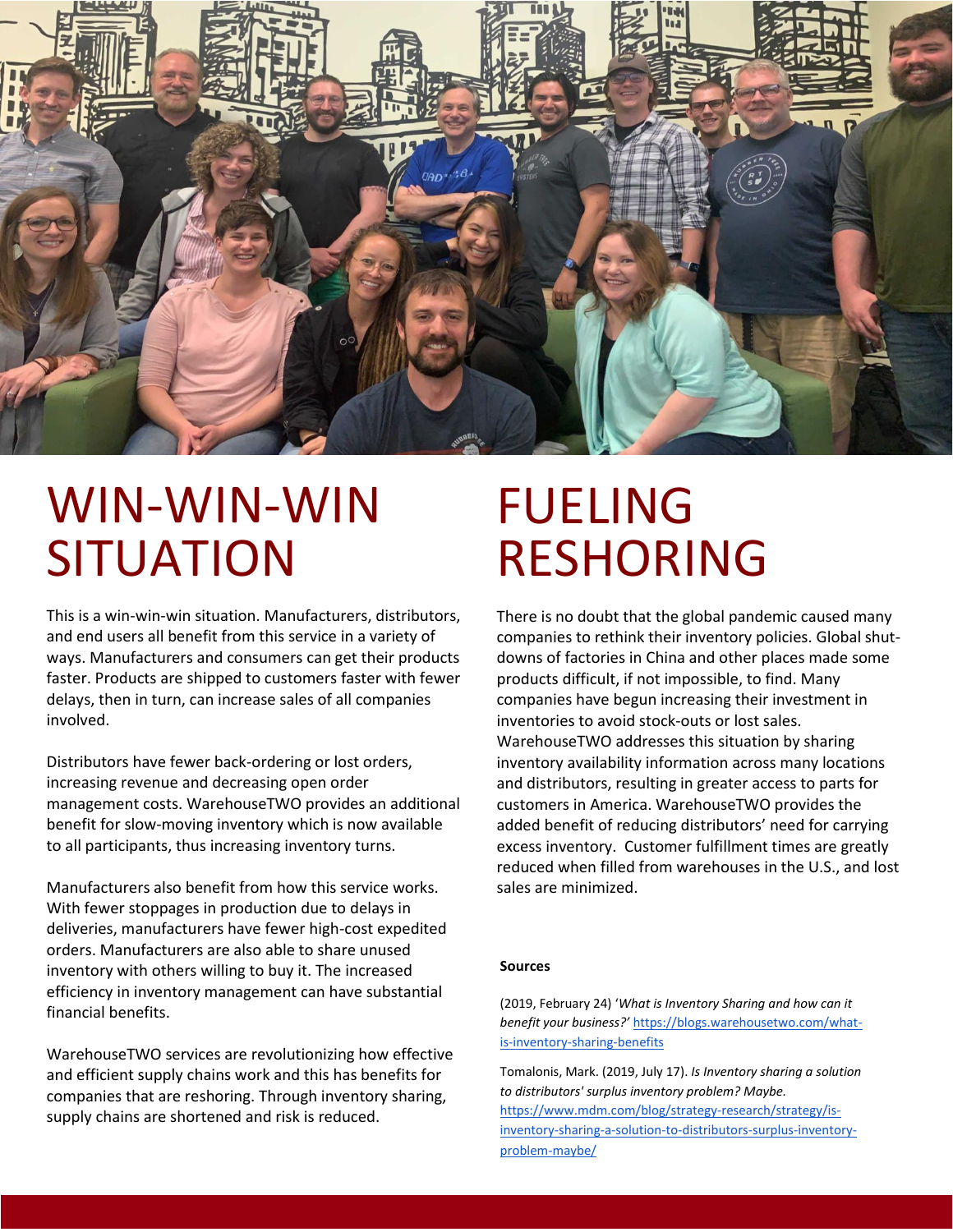# WIN-WIN-WIN SITUATION

This is a win-win-win situation. Manufacturers, distributors, and end users all benefit from this service in a variety of ways. Manufacturers and consumers can get their products faster. Products are shipped to customers faster with fewer delays, then in turn, can increase sales of all companies involved.

Distributors have fewer back-ordering or lost orders, increasing revenue and decreasing open order management costs. WarehouseTWO provides an additional benefit for slow-moving inventory which is now available to all participants, thus increasing inventory turns.

Manufacturers also benefit from how this service works. With fewer stoppages in production due to delays in deliveries, manufacturers have fewer high-cost expedited orders. Manufacturers are also able to share unused inventory with others willing to buy it. The increased efficiency in inventory management can have substantial financial benefits.

WarehouseTWO services are revolutionizing how effective and efficient supply chains work and this has benefits for companies that are reshoring. Through inventory sharing, supply chains are shortened and risk is reduced.

# FUELING RESHORING

There is no doubt that the global pandemic caused many companies to rethink their inventory policies. Global shut-downs of factories in China and other places made some products difficult, if not impossible, to find. Many companies have begun increasing their investment in inventories to avoid stock-outs or lost sales. WarehouseTWO addresses this situation by sharing inventory availability information across many locations and distributors, resulting in greater access to parts for customers in America. WarehouseTWO provides the added benefit of reducing distributors' need for carrying excess inventory. Customer fulfillment times are greatly reduced when filled from warehouses in the U.S., and lost sales are minimized.

**Sources**

(2019, February 24) '*What is Inventory Sharing and how can it benefit your business?'* https://blogs.warehousetwo.com/what-is-inventory-sharing-benefits

Tomalonis, Mark. (2019, July 17). *Is Inventory sharing a solution to distributors' surplus inventory problem? Maybe.* https://www.mdm.com/blog/strategy-research/strategy/is-inventory-sharing-a-solution-to-distributors-surplus-inventory-problem-maybe/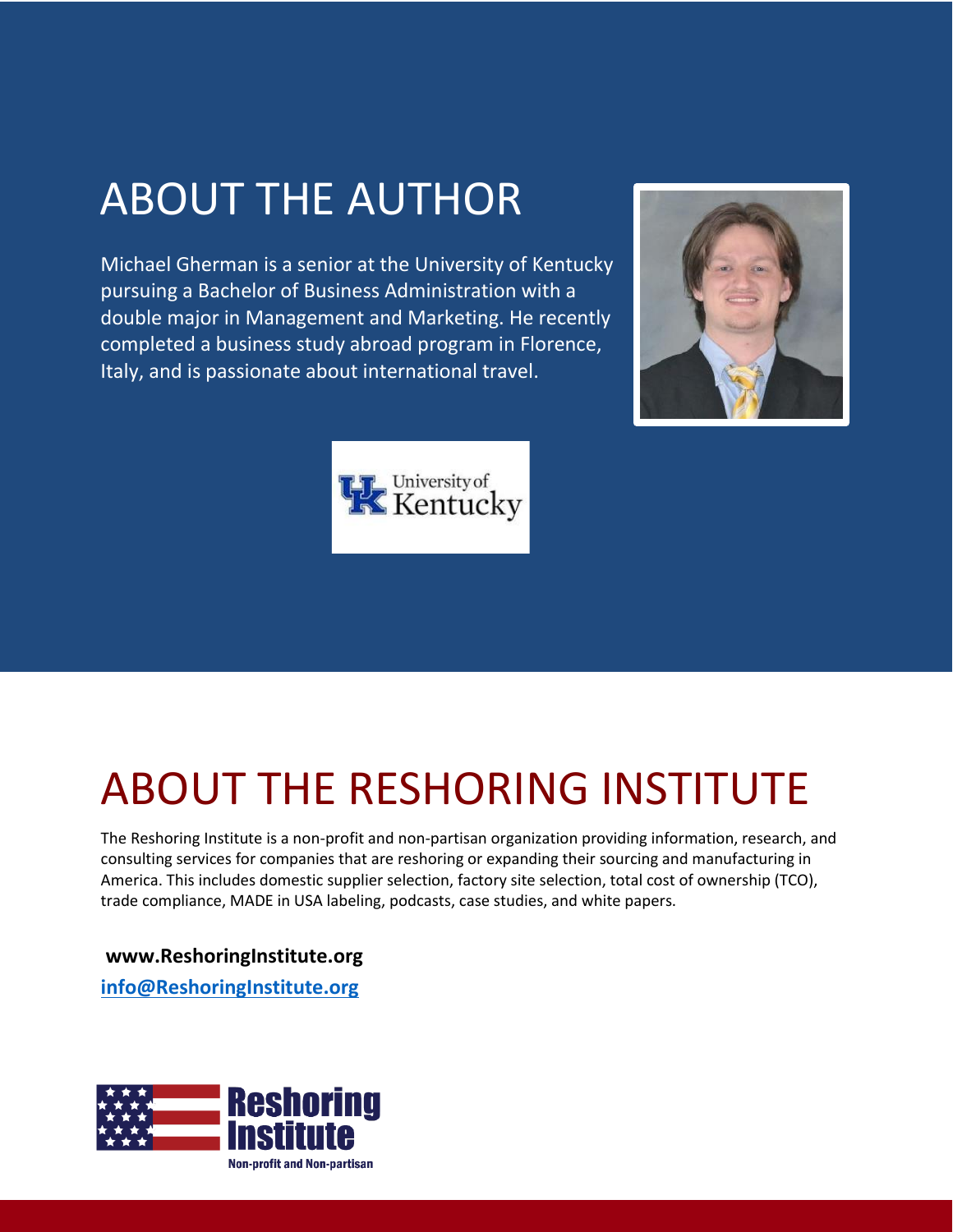# ABOUT THE AUTHOR

Michael Gherman is a senior at the University of Kentucky pursuing a Bachelor of Business Administration with a double major in Management and Marketing. He recently completed a business study abroad program in Florence, Italy, and is passionate about international travel.

# ABOUT THE RESHORING INSTITUTE

The Reshoring Institute is a non-profit and non-partisan organization providing information, research, and consulting services for companies that are reshoring or expanding their sourcing and manufacturing in America. This includes domestic supplier selection, factory site selection, total cost of ownership (TCO), trade compliance, MADE in USA labeling, podcasts, case studies, and white papers.

**www.ReshoringInstitute.org**

**info@ReshoringInstitute.org**